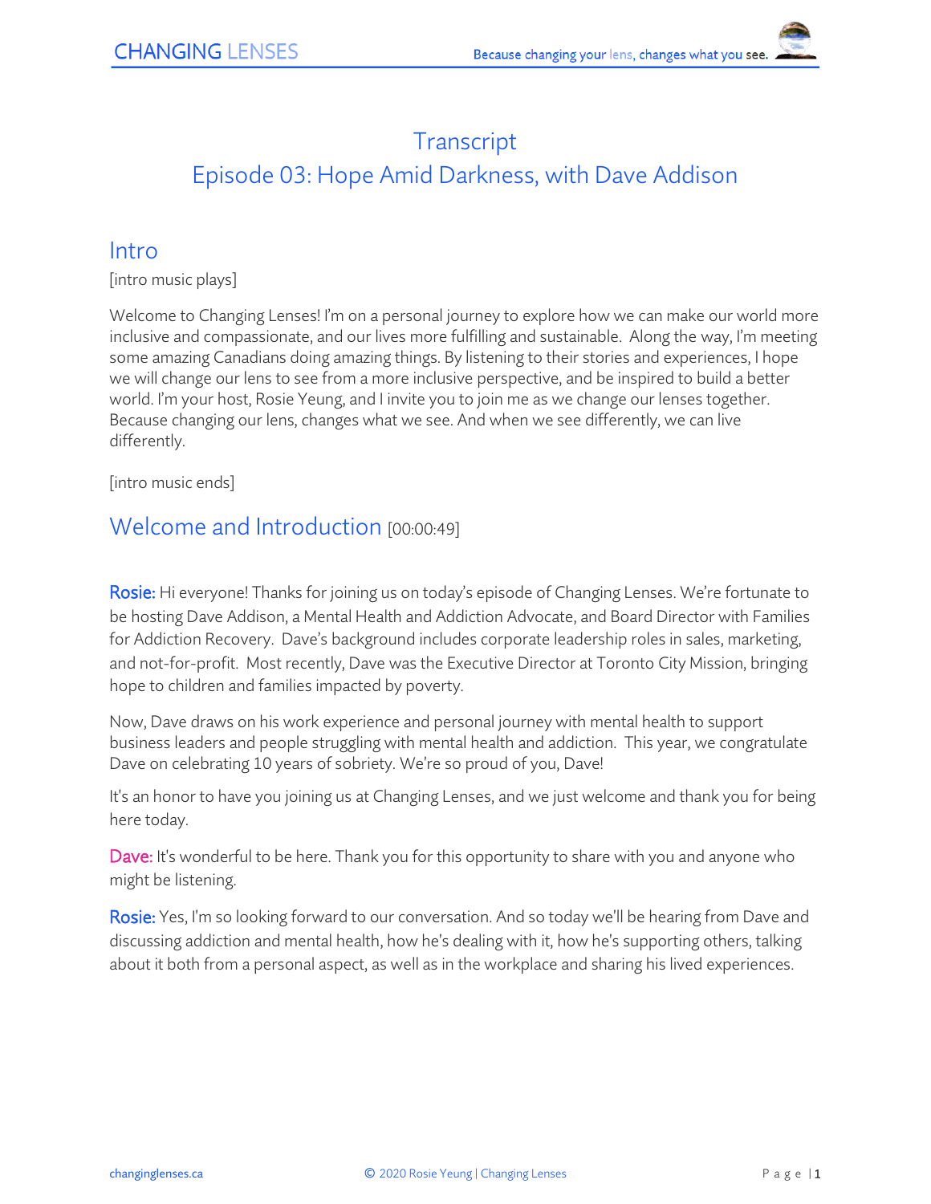# Transcript

# Episode 03: Hope Amid Darkness, with Dave Addison

## Intro

[intro music plays]

Welcome to Changing Lenses! I'm on a personal journey to explore how we can make our world more inclusive and compassionate, and our lives more fulfilling and sustainable. Along the way, I'm meeting some amazing Canadians doing amazing things. By listening to their stories and experiences, I hope we will change our lens to see from a more inclusive perspective, and be inspired to build a better world. I'm your host, Rosie Yeung, and I invite you to join me as we change our lenses together. Because changing our lens, changes what we see. And when we see differently, we can live differently.

[intro music ends]

## Welcome and Introduction [00:00:49]

**Rosie:** Hi everyone! Thanks for joining us on today's episode of Changing Lenses. We're fortunate to be hosting Dave Addison, a Mental Health and Addiction Advocate, and Board Director with Families for Addiction Recovery. Dave's background includes corporate leadership roles in sales, marketing, and not-for-profit. Most recently, Dave was the Executive Director at Toronto City Mission, bringing hope to children and families impacted by poverty.

Now, Dave draws on his work experience and personal journey with mental health to support business leaders and people struggling with mental health and addiction. This year, we congratulate Dave on celebrating 10 years of sobriety. We're so proud of you, Dave!

It's an honor to have you joining us at Changing Lenses, and we just welcome and thank you for being here today.

**Dave:** It's wonderful to be here. Thank you for this opportunity to share with you and anyone who might be listening.

**Rosie:** Yes, I'm so looking forward to our conversation. And so today we'll be hearing from Dave and discussing addiction and mental health, how he's dealing with it, how he's supporting others, talking about it both from a personal aspect, as well as in the workplace and sharing his lived experiences.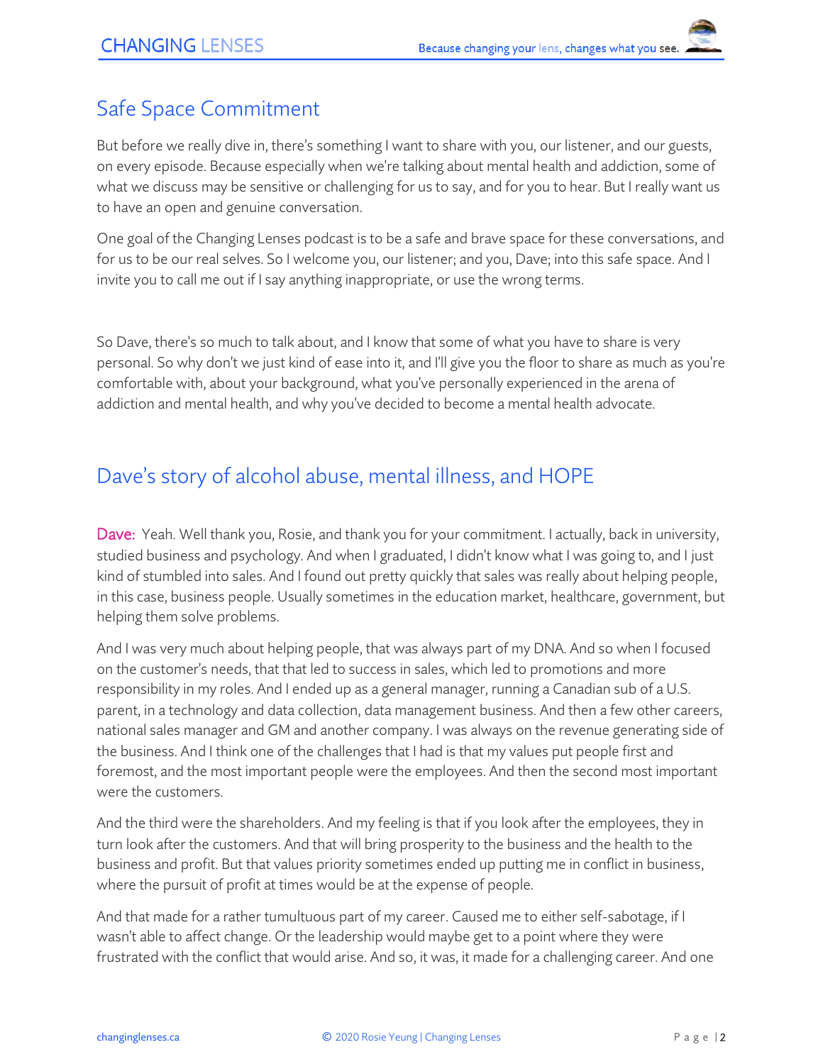## Safe Space Commitment

But before we really dive in, there's something I want to share with you, our listener, and our guests, on every episode. Because especially when we're talking about mental health and addiction, some of what we discuss may be sensitive or challenging for us to say, and for you to hear. But I really want us to have an open and genuine conversation.

One goal of the Changing Lenses podcast is to be a safe and brave space for these conversations, and for us to be our real selves. So I welcome you, our listener; and you, Dave; into this safe space. And I invite you to call me out if I say anything inappropriate, or use the wrong terms.

So Dave, there's so much to talk about, and I know that some of what you have to share is very personal. So why don't we just kind of ease into it, and I'll give you the floor to share as much as you're comfortable with, about your background, what you've personally experienced in the arena of addiction and mental health, and why you've decided to become a mental health advocate.

## Dave's story of alcohol abuse, mental illness, and HOPE

Dave: Yeah. Well thank you, Rosie, and thank you for your commitment. I actually, back in university, studied business and psychology. And when I graduated, I didn't know what I was going to, and I just kind of stumbled into sales. And I found out pretty quickly that sales was really about helping people, in this case, business people. Usually sometimes in the education market, healthcare, government, but helping them solve problems.

And I was very much about helping people, that was always part of my DNA. And so when I focused on the customer's needs, that that led to success in sales, which led to promotions and more responsibility in my roles. And I ended up as a general manager, running a Canadian sub of a U.S. parent, in a technology and data collection, data management business. And then a few other careers, national sales manager and GM and another company. I was always on the revenue generating side of the business. And I think one of the challenges that I had is that my values put people first and foremost, and the most important people were the employees. And then the second most important were the customers.

And the third were the shareholders. And my feeling is that if you look after the employees, they in turn look after the customers. And that will bring prosperity to the business and the health to the business and profit. But that values priority sometimes ended up putting me in conflict in business, where the pursuit of profit at times would be at the expense of people.

And that made for a rather tumultuous part of my career. Caused me to either self-sabotage, if I wasn't able to affect change. Or the leadership would maybe get to a point where they were frustrated with the conflict that would arise. And so, it was, it made for a challenging career. And one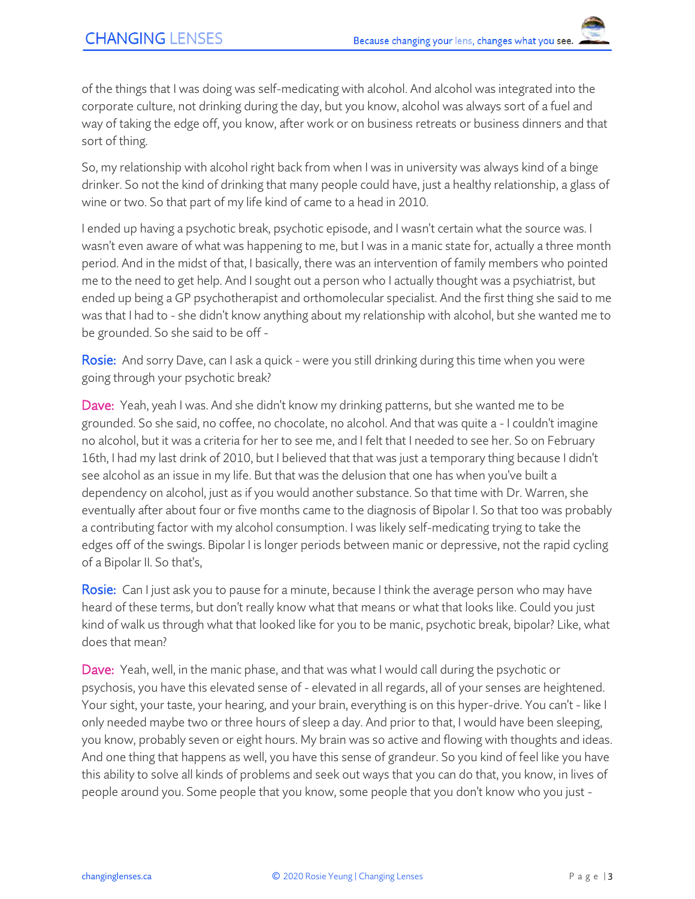of the things that I was doing was self-medicating with alcohol. And alcohol was integrated into the corporate culture, not drinking during the day, but you know, alcohol was always sort of a fuel and way of taking the edge off, you know, after work or on business retreats or business dinners and that sort of thing.

So, my relationship with alcohol right back from when I was in university was always kind of a binge drinker. So not the kind of drinking that many people could have, just a healthy relationship, a glass of wine or two. So that part of my life kind of came to a head in 2010.

I ended up having a psychotic break, psychotic episode, and I wasn't certain what the source was. I wasn't even aware of what was happening to me, but I was in a manic state for, actually a three month period. And in the midst of that, I basically, there was an intervention of family members who pointed me to the need to get help. And I sought out a person who I actually thought was a psychiatrist, but ended up being a GP psychotherapist and orthomolecular specialist. And the first thing she said to me was that I had to - she didn't know anything about my relationship with alcohol, but she wanted me to be grounded. So she said to be off -

**Rosie:** And sorry Dave, can I ask a quick - were you still drinking during this time when you were going through your psychotic break?

**Dave:** Yeah, yeah I was. And she didn't know my drinking patterns, but she wanted me to be grounded. So she said, no coffee, no chocolate, no alcohol. And that was quite a - I couldn't imagine no alcohol, but it was a criteria for her to see me, and I felt that I needed to see her. So on February 16th, I had my last drink of 2010, but I believed that that was just a temporary thing because I didn't see alcohol as an issue in my life. But that was the delusion that one has when you've built a dependency on alcohol, just as if you would another substance. So that time with Dr. Warren, she eventually after about four or five months came to the diagnosis of Bipolar I. So that too was probably a contributing factor with my alcohol consumption. I was likely self-medicating trying to take the edges off of the swings. Bipolar I is longer periods between manic or depressive, not the rapid cycling of a Bipolar II. So that's,

**Rosie:** Can I just ask you to pause for a minute, because I think the average person who may have heard of these terms, but don't really know what that means or what that looks like. Could you just kind of walk us through what that looked like for you to be manic, psychotic break, bipolar? Like, what does that mean?

**Dave:** Yeah, well, in the manic phase, and that was what I would call during the psychotic or psychosis, you have this elevated sense of - elevated in all regards, all of your senses are heightened. Your sight, your taste, your hearing, and your brain, everything is on this hyper-drive. You can't - like I only needed maybe two or three hours of sleep a day. And prior to that, I would have been sleeping, you know, probably seven or eight hours. My brain was so active and flowing with thoughts and ideas. And one thing that happens as well, you have this sense of grandeur. So you kind of feel like you have this ability to solve all kinds of problems and seek out ways that you can do that, you know, in lives of people around you. Some people that you know, some people that you don't know who you just -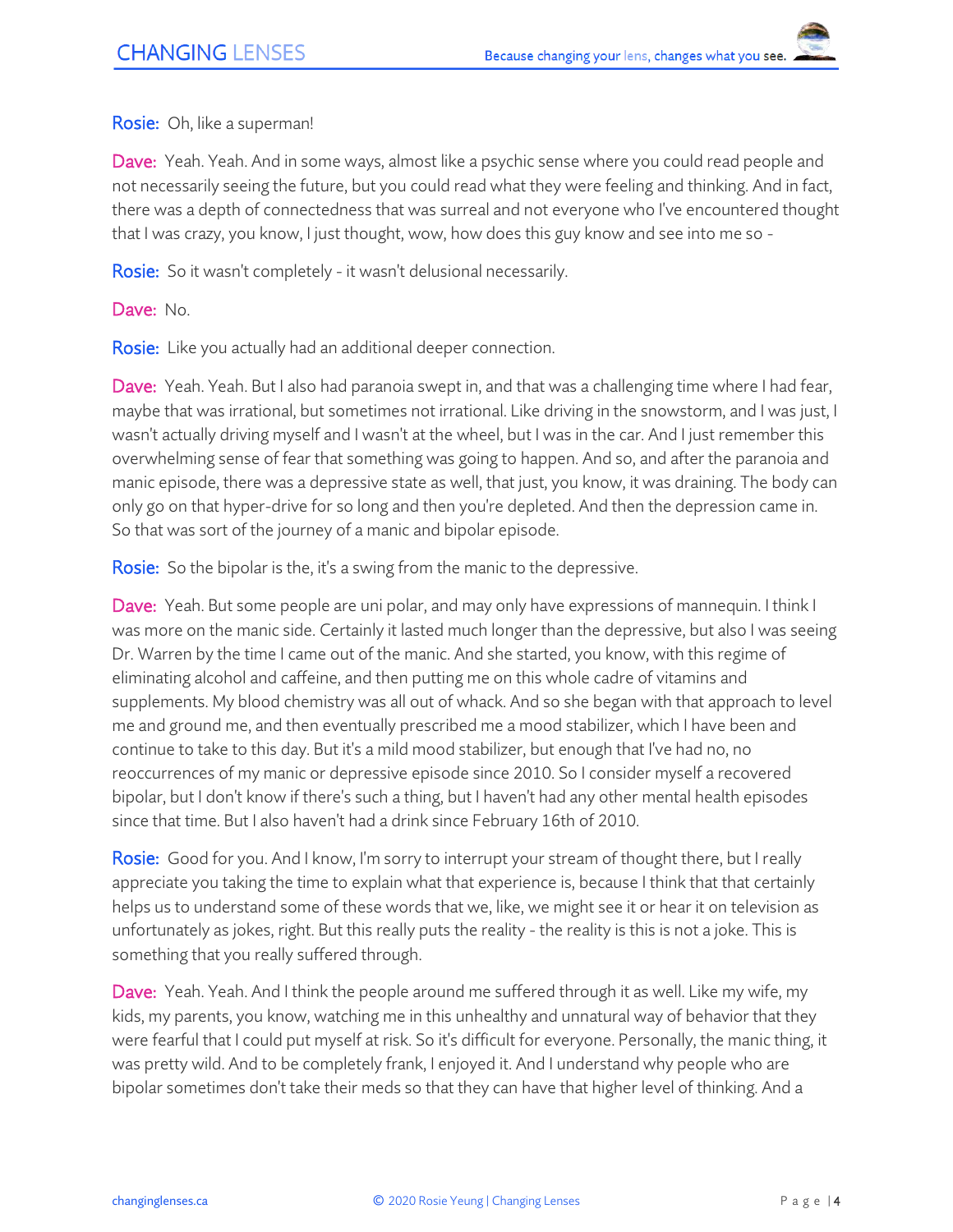**Rosie:** Oh, like a superman!

**Dave:** Yeah. Yeah. And in some ways, almost like a psychic sense where you could read people and not necessarily seeing the future, but you could read what they were feeling and thinking. And in fact, there was a depth of connectedness that was surreal and not everyone who I've encountered thought that I was crazy, you know, I just thought, wow, how does this guy know and see into me so -

**Rosie:** So it wasn't completely - it wasn't delusional necessarily.

**Dave:** No.

**Rosie:** Like you actually had an additional deeper connection.

**Dave:** Yeah. Yeah. But I also had paranoia swept in, and that was a challenging time where I had fear, maybe that was irrational, but sometimes not irrational. Like driving in the snowstorm, and I was just, I wasn't actually driving myself and I wasn't at the wheel, but I was in the car. And I just remember this overwhelming sense of fear that something was going to happen. And so, and after the paranoia and manic episode, there was a depressive state as well, that just, you know, it was draining. The body can only go on that hyper-drive for so long and then you're depleted. And then the depression came in. So that was sort of the journey of a manic and bipolar episode.

**Rosie:** So the bipolar is the, it's a swing from the manic to the depressive.

**Dave:** Yeah. But some people are uni polar, and may only have expressions of mannequin. I think I was more on the manic side. Certainly it lasted much longer than the depressive, but also I was seeing Dr. Warren by the time I came out of the manic. And she started, you know, with this regime of eliminating alcohol and caffeine, and then putting me on this whole cadre of vitamins and supplements. My blood chemistry was all out of whack. And so she began with that approach to level me and ground me, and then eventually prescribed me a mood stabilizer, which I have been and continue to take to this day. But it's a mild mood stabilizer, but enough that I've had no, no reoccurrences of my manic or depressive episode since 2010. So I consider myself a recovered bipolar, but I don't know if there's such a thing, but I haven't had any other mental health episodes since that time. But I also haven't had a drink since February 16th of 2010.

**Rosie:** Good for you. And I know, I'm sorry to interrupt your stream of thought there, but I really appreciate you taking the time to explain what that experience is, because I think that that certainly helps us to understand some of these words that we, like, we might see it or hear it on television as unfortunately as jokes, right. But this really puts the reality - the reality is this is not a joke. This is something that you really suffered through.

**Dave:** Yeah. Yeah. And I think the people around me suffered through it as well. Like my wife, my kids, my parents, you know, watching me in this unhealthy and unnatural way of behavior that they were fearful that I could put myself at risk. So it's difficult for everyone. Personally, the manic thing, it was pretty wild. And to be completely frank, I enjoyed it. And I understand why people who are bipolar sometimes don't take their meds so that they can have that higher level of thinking. And a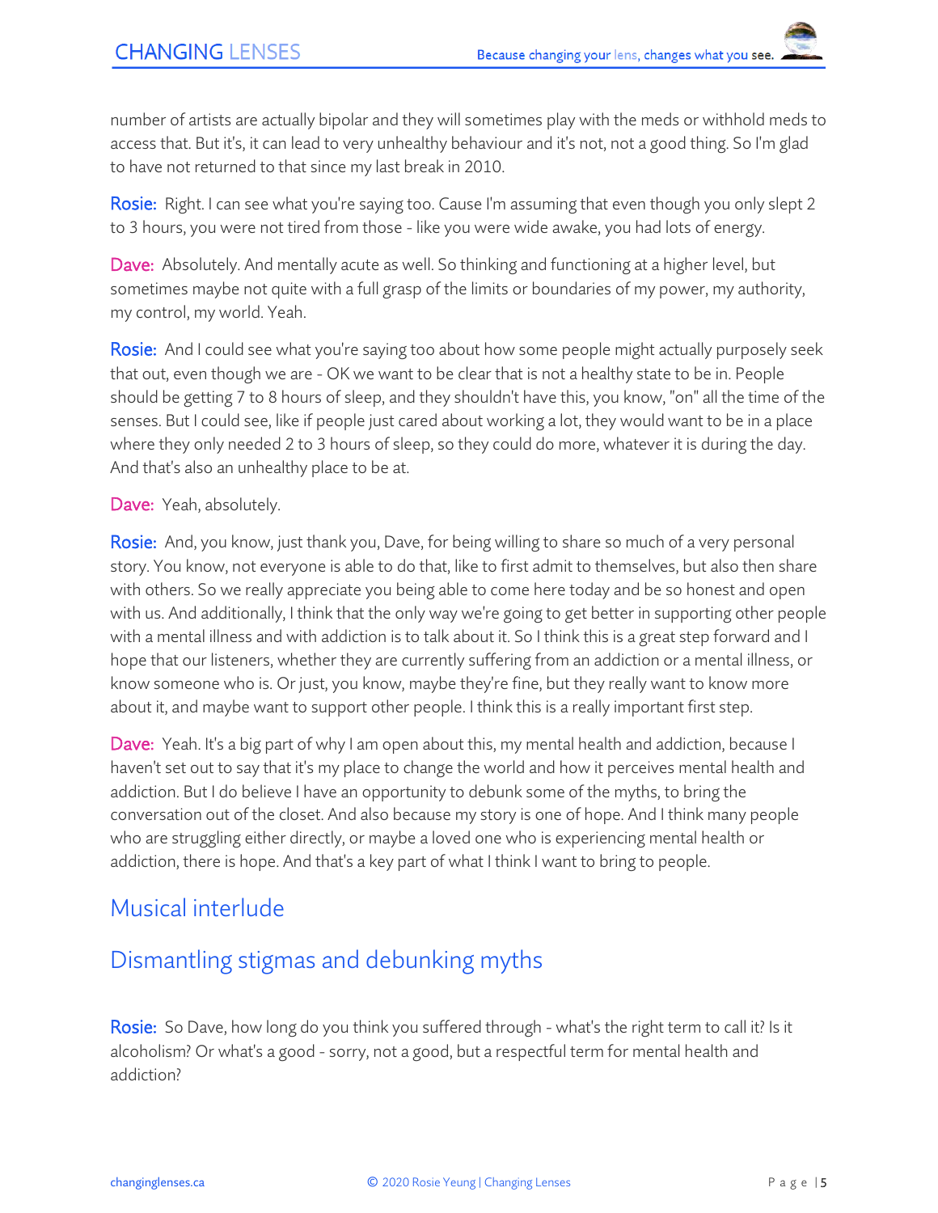number of artists are actually bipolar and they will sometimes play with the meds or withhold meds to access that. But it's, it can lead to very unhealthy behaviour and it's not, not a good thing. So I'm glad to have not returned to that since my last break in 2010.

**Rosie:** Right. I can see what you're saying too. Cause I'm assuming that even though you only slept 2 to 3 hours, you were not tired from those - like you were wide awake, you had lots of energy.

**Dave:** Absolutely. And mentally acute as well. So thinking and functioning at a higher level, but sometimes maybe not quite with a full grasp of the limits or boundaries of my power, my authority, my control, my world. Yeah.

**Rosie:** And I could see what you're saying too about how some people might actually purposely seek that out, even though we are - OK we want to be clear that is not a healthy state to be in. People should be getting 7 to 8 hours of sleep, and they shouldn't have this, you know, "on" all the time of the senses. But I could see, like if people just cared about working a lot, they would want to be in a place where they only needed 2 to 3 hours of sleep, so they could do more, whatever it is during the day. And that's also an unhealthy place to be at.

**Dave:** Yeah, absolutely.

**Rosie:** And, you know, just thank you, Dave, for being willing to share so much of a very personal story. You know, not everyone is able to do that, like to first admit to themselves, but also then share with others. So we really appreciate you being able to come here today and be so honest and open with us. And additionally, I think that the only way we're going to get better in supporting other people with a mental illness and with addiction is to talk about it. So I think this is a great step forward and I hope that our listeners, whether they are currently suffering from an addiction or a mental illness, or know someone who is. Or just, you know, maybe they're fine, but they really want to know more about it, and maybe want to support other people. I think this is a really important first step.

**Dave:** Yeah. It's a big part of why I am open about this, my mental health and addiction, because I haven't set out to say that it's my place to change the world and how it perceives mental health and addiction. But I do believe I have an opportunity to debunk some of the myths, to bring the conversation out of the closet. And also because my story is one of hope. And I think many people who are struggling either directly, or maybe a loved one who is experiencing mental health or addiction, there is hope. And that's a key part of what I think I want to bring to people.

## Musical interlude

## Dismantling stigmas and debunking myths

**Rosie:** So Dave, how long do you think you suffered through - what's the right term to call it? Is it alcoholism? Or what's a good - sorry, not a good, but a respectful term for mental health and addiction?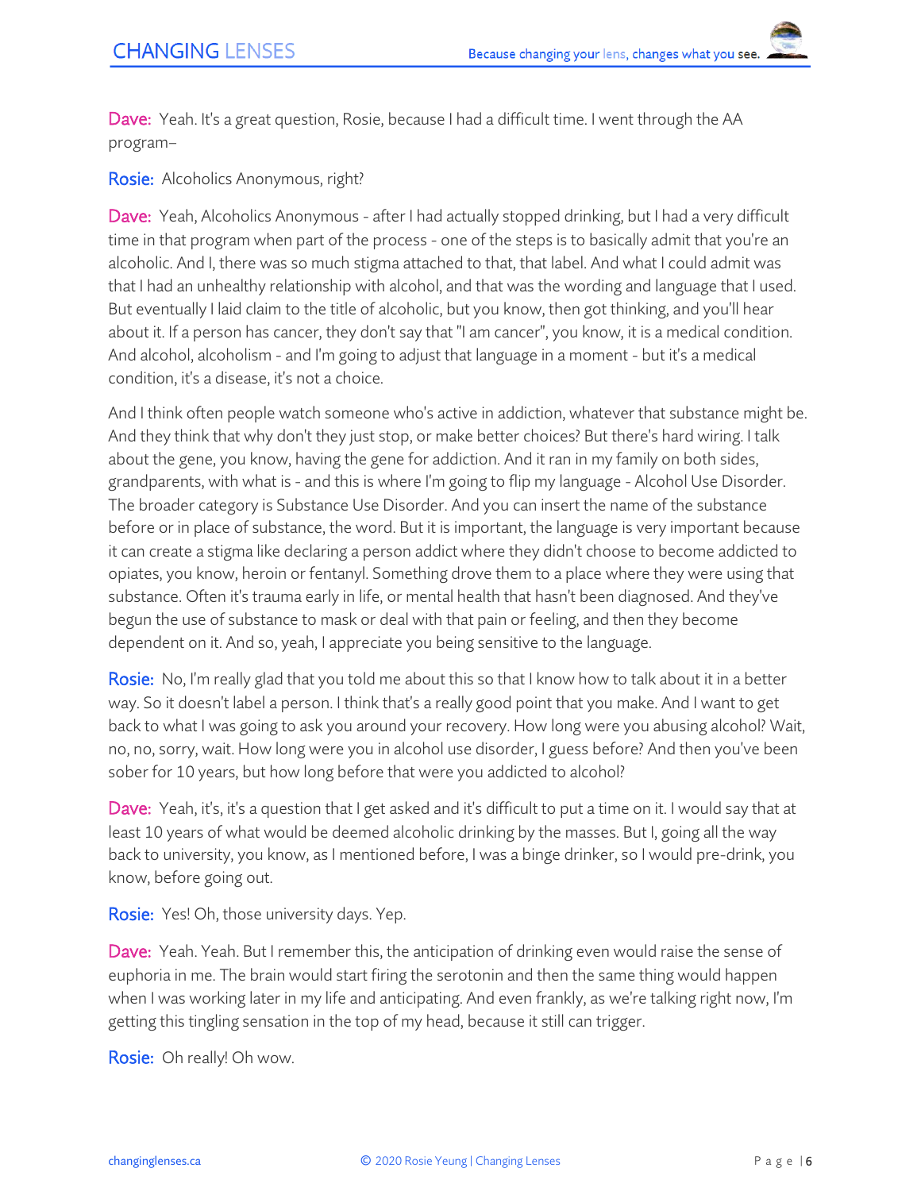**Dave:** Yeah. It's a great question, Rosie, because I had a difficult time. I went through the AA program–

**Rosie:** Alcoholics Anonymous, right?

**Dave:** Yeah, Alcoholics Anonymous - after I had actually stopped drinking, but I had a very difficult time in that program when part of the process - one of the steps is to basically admit that you're an alcoholic. And I, there was so much stigma attached to that, that label. And what I could admit was that I had an unhealthy relationship with alcohol, and that was the wording and language that I used. But eventually I laid claim to the title of alcoholic, but you know, then got thinking, and you'll hear about it. If a person has cancer, they don't say that "I am cancer", you know, it is a medical condition. And alcohol, alcoholism - and I'm going to adjust that language in a moment - but it's a medical condition, it's a disease, it's not a choice.

And I think often people watch someone who's active in addiction, whatever that substance might be. And they think that why don't they just stop, or make better choices? But there's hard wiring. I talk about the gene, you know, having the gene for addiction. And it ran in my family on both sides, grandparents, with what is - and this is where I'm going to flip my language - Alcohol Use Disorder. The broader category is Substance Use Disorder. And you can insert the name of the substance before or in place of substance, the word. But it is important, the language is very important because it can create a stigma like declaring a person addict where they didn't choose to become addicted to opiates, you know, heroin or fentanyl. Something drove them to a place where they were using that substance. Often it's trauma early in life, or mental health that hasn't been diagnosed. And they've begun the use of substance to mask or deal with that pain or feeling, and then they become dependent on it. And so, yeah, I appreciate you being sensitive to the language.

**Rosie:** No, I'm really glad that you told me about this so that I know how to talk about it in a better way. So it doesn't label a person. I think that's a really good point that you make. And I want to get back to what I was going to ask you around your recovery. How long were you abusing alcohol? Wait, no, no, sorry, wait. How long were you in alcohol use disorder, I guess before? And then you've been sober for 10 years, but how long before that were you addicted to alcohol?

**Dave:** Yeah, it's, it's a question that I get asked and it's difficult to put a time on it. I would say that at least 10 years of what would be deemed alcoholic drinking by the masses. But I, going all the way back to university, you know, as I mentioned before, I was a binge drinker, so I would pre-drink, you know, before going out.

**Rosie:** Yes! Oh, those university days. Yep.

**Dave:** Yeah. Yeah. But I remember this, the anticipation of drinking even would raise the sense of euphoria in me. The brain would start firing the serotonin and then the same thing would happen when I was working later in my life and anticipating. And even frankly, as we're talking right now, I'm getting this tingling sensation in the top of my head, because it still can trigger.

**Rosie:** Oh really! Oh wow.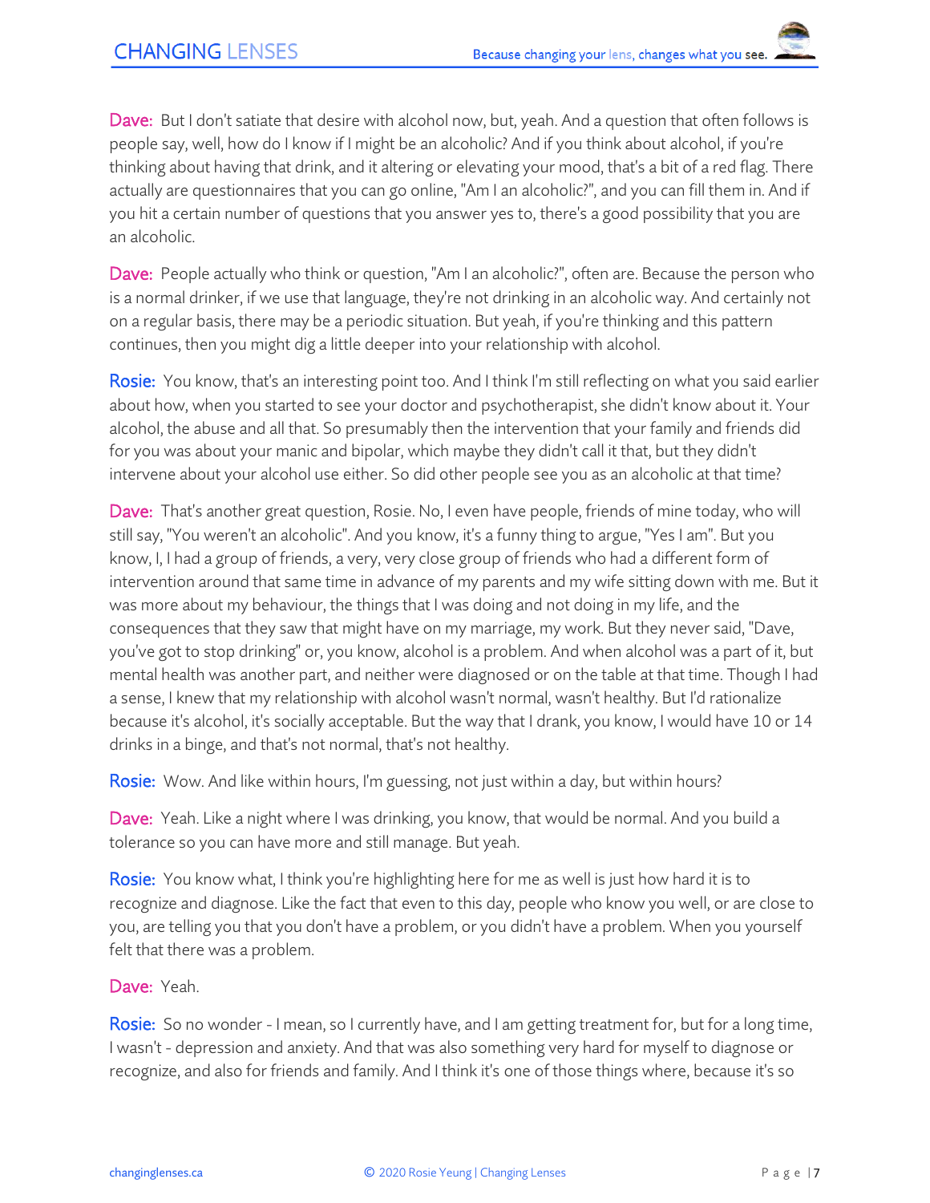**Dave:** But I don't satiate that desire with alcohol now, but, yeah. And a question that often follows is people say, well, how do I know if I might be an alcoholic? And if you think about alcohol, if you're thinking about having that drink, and it altering or elevating your mood, that's a bit of a red flag. There actually are questionnaires that you can go online, "Am I an alcoholic?", and you can fill them in. And if you hit a certain number of questions that you answer yes to, there's a good possibility that you are an alcoholic.

**Dave:** People actually who think or question, "Am I an alcoholic?", often are. Because the person who is a normal drinker, if we use that language, they're not drinking in an alcoholic way. And certainly not on a regular basis, there may be a periodic situation. But yeah, if you're thinking and this pattern continues, then you might dig a little deeper into your relationship with alcohol.

**Rosie:** You know, that's an interesting point too. And I think I'm still reflecting on what you said earlier about how, when you started to see your doctor and psychotherapist, she didn't know about it. Your alcohol, the abuse and all that. So presumably then the intervention that your family and friends did for you was about your manic and bipolar, which maybe they didn't call it that, but they didn't intervene about your alcohol use either. So did other people see you as an alcoholic at that time?

**Dave:** That's another great question, Rosie. No, I even have people, friends of mine today, who will still say, "You weren't an alcoholic". And you know, it's a funny thing to argue, "Yes I am". But you know, I, I had a group of friends, a very, very close group of friends who had a different form of intervention around that same time in advance of my parents and my wife sitting down with me. But it was more about my behaviour, the things that I was doing and not doing in my life, and the consequences that they saw that might have on my marriage, my work. But they never said, "Dave, you've got to stop drinking" or, you know, alcohol is a problem. And when alcohol was a part of it, but mental health was another part, and neither were diagnosed or on the table at that time. Though I had a sense, I knew that my relationship with alcohol wasn't normal, wasn't healthy. But I'd rationalize because it's alcohol, it's socially acceptable. But the way that I drank, you know, I would have 10 or 14 drinks in a binge, and that's not normal, that's not healthy.

**Rosie:** Wow. And like within hours, I'm guessing, not just within a day, but within hours?

**Dave:** Yeah. Like a night where I was drinking, you know, that would be normal. And you build a tolerance so you can have more and still manage. But yeah.

**Rosie:** You know what, I think you're highlighting here for me as well is just how hard it is to recognize and diagnose. Like the fact that even to this day, people who know you well, or are close to you, are telling you that you don't have a problem, or you didn't have a problem. When you yourself felt that there was a problem.

**Dave:** Yeah.

**Rosie:** So no wonder - I mean, so I currently have, and I am getting treatment for, but for a long time, I wasn't - depression and anxiety. And that was also something very hard for myself to diagnose or recognize, and also for friends and family. And I think it's one of those things where, because it's so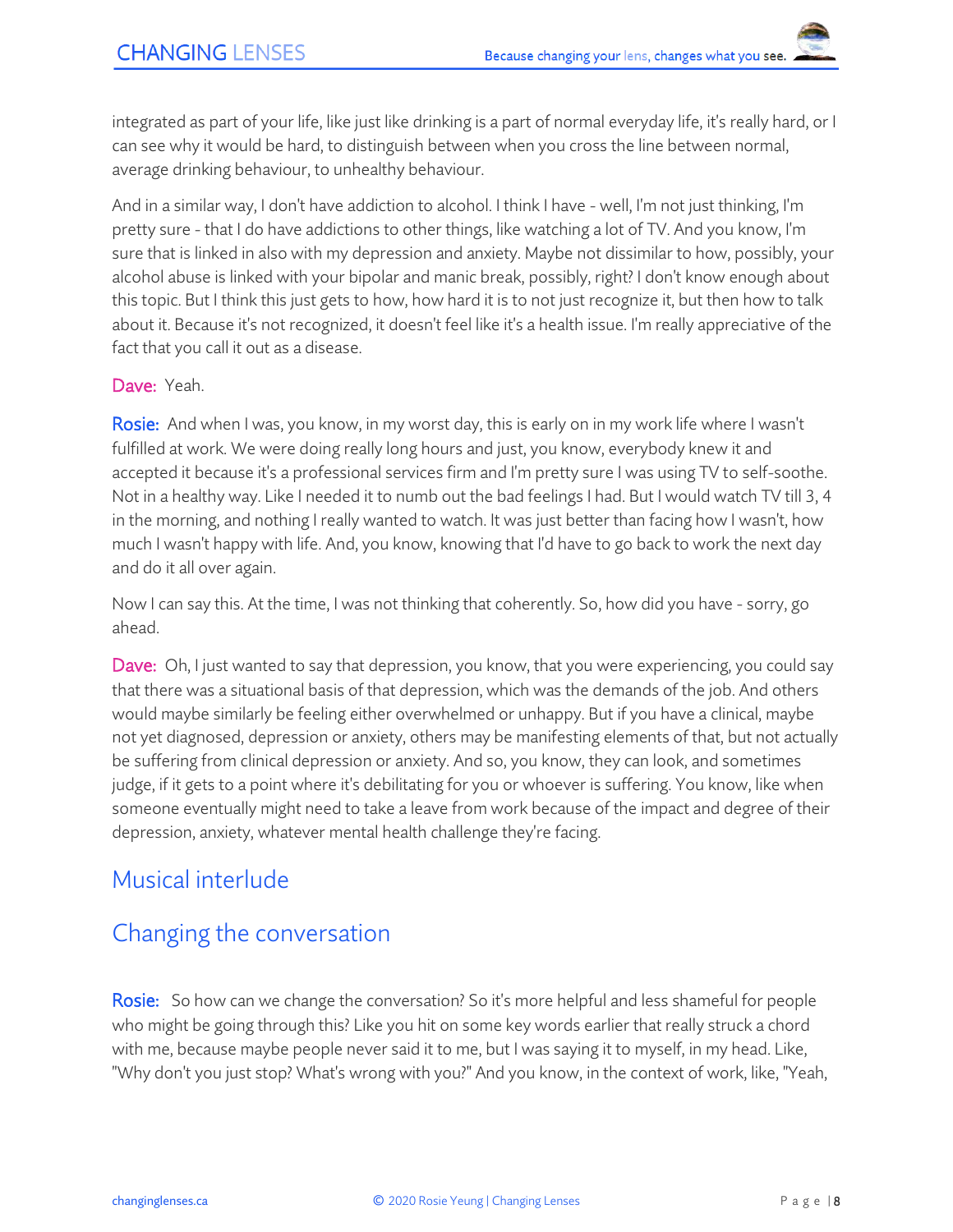integrated as part of your life, like just like drinking is a part of normal everyday life, it's really hard, or I can see why it would be hard, to distinguish between when you cross the line between normal, average drinking behaviour, to unhealthy behaviour.

And in a similar way, I don't have addiction to alcohol. I think I have - well, I'm not just thinking, I'm pretty sure - that I do have addictions to other things, like watching a lot of TV. And you know, I'm sure that is linked in also with my depression and anxiety. Maybe not dissimilar to how, possibly, your alcohol abuse is linked with your bipolar and manic break, possibly, right? I don't know enough about this topic. But I think this just gets to how, how hard it is to not just recognize it, but then how to talk about it. Because it's not recognized, it doesn't feel like it's a health issue. I'm really appreciative of the fact that you call it out as a disease.

**Dave:** Yeah.

**Rosie:** And when I was, you know, in my worst day, this is early on in my work life where I wasn't fulfilled at work. We were doing really long hours and just, you know, everybody knew it and accepted it because it's a professional services firm and I'm pretty sure I was using TV to self-soothe. Not in a healthy way. Like I needed it to numb out the bad feelings I had. But I would watch TV till 3, 4 in the morning, and nothing I really wanted to watch. It was just better than facing how I wasn't, how much I wasn't happy with life. And, you know, knowing that I'd have to go back to work the next day and do it all over again.

Now I can say this. At the time, I was not thinking that coherently. So, how did you have - sorry, go ahead.

**Dave:** Oh, I just wanted to say that depression, you know, that you were experiencing, you could say that there was a situational basis of that depression, which was the demands of the job. And others would maybe similarly be feeling either overwhelmed or unhappy. But if you have a clinical, maybe not yet diagnosed, depression or anxiety, others may be manifesting elements of that, but not actually be suffering from clinical depression or anxiety. And so, you know, they can look, and sometimes judge, if it gets to a point where it's debilitating for you or whoever is suffering. You know, like when someone eventually might need to take a leave from work because of the impact and degree of their depression, anxiety, whatever mental health challenge they're facing.

## Musical interlude

## Changing the conversation

**Rosie:** So how can we change the conversation? So it's more helpful and less shameful for people who might be going through this? Like you hit on some key words earlier that really struck a chord with me, because maybe people never said it to me, but I was saying it to myself, in my head. Like, "Why don't you just stop? What's wrong with you?" And you know, in the context of work, like, "Yeah,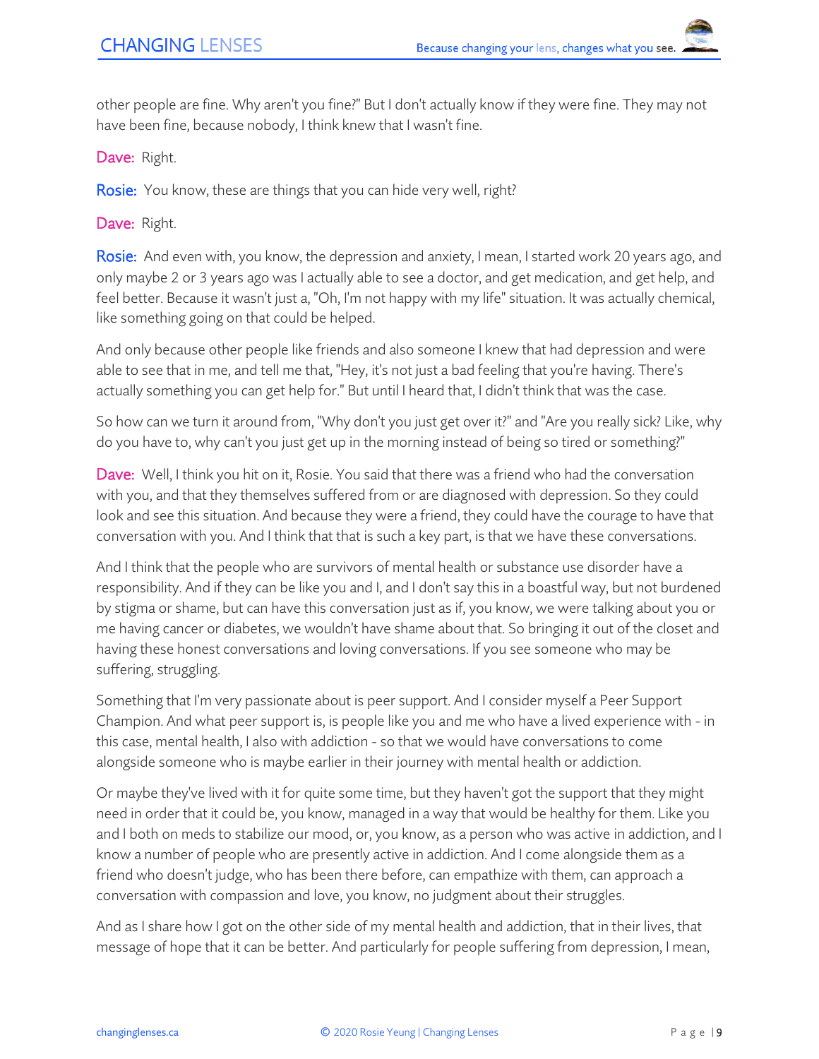other people are fine. Why aren't you fine?" But I don't actually know if they were fine. They may not have been fine, because nobody, I think knew that I wasn't fine.

Dave: Right.

Rosie: You know, these are things that you can hide very well, right?

Dave: Right.

Rosie: And even with, you know, the depression and anxiety, I mean, I started work 20 years ago, and only maybe 2 or 3 years ago was I actually able to see a doctor, and get medication, and get help, and feel better. Because it wasn't just a, "Oh, I'm not happy with my life" situation. It was actually chemical, like something going on that could be helped.

And only because other people like friends and also someone I knew that had depression and were able to see that in me, and tell me that, "Hey, it's not just a bad feeling that you're having. There's actually something you can get help for." But until I heard that, I didn't think that was the case.

So how can we turn it around from, "Why don't you just get over it?" and "Are you really sick? Like, why do you have to, why can't you just get up in the morning instead of being so tired or something?"

Dave: Well, I think you hit on it, Rosie. You said that there was a friend who had the conversation with you, and that they themselves suffered from or are diagnosed with depression. So they could look and see this situation. And because they were a friend, they could have the courage to have that conversation with you. And I think that that is such a key part, is that we have these conversations.

And I think that the people who are survivors of mental health or substance use disorder have a responsibility. And if they can be like you and I, and I don't say this in a boastful way, but not burdened by stigma or shame, but can have this conversation just as if, you know, we were talking about you or me having cancer or diabetes, we wouldn't have shame about that. So bringing it out of the closet and having these honest conversations and loving conversations. If you see someone who may be suffering, struggling.

Something that I'm very passionate about is peer support. And I consider myself a Peer Support Champion. And what peer support is, is people like you and me who have a lived experience with - in this case, mental health, I also with addiction - so that we would have conversations to come alongside someone who is maybe earlier in their journey with mental health or addiction.

Or maybe they've lived with it for quite some time, but they haven't got the support that they might need in order that it could be, you know, managed in a way that would be healthy for them. Like you and I both on meds to stabilize our mood, or, you know, as a person who was active in addiction, and I know a number of people who are presently active in addiction. And I come alongside them as a friend who doesn't judge, who has been there before, can empathize with them, can approach a conversation with compassion and love, you know, no judgment about their struggles.

And as I share how I got on the other side of my mental health and addiction, that in their lives, that message of hope that it can be better. And particularly for people suffering from depression, I mean,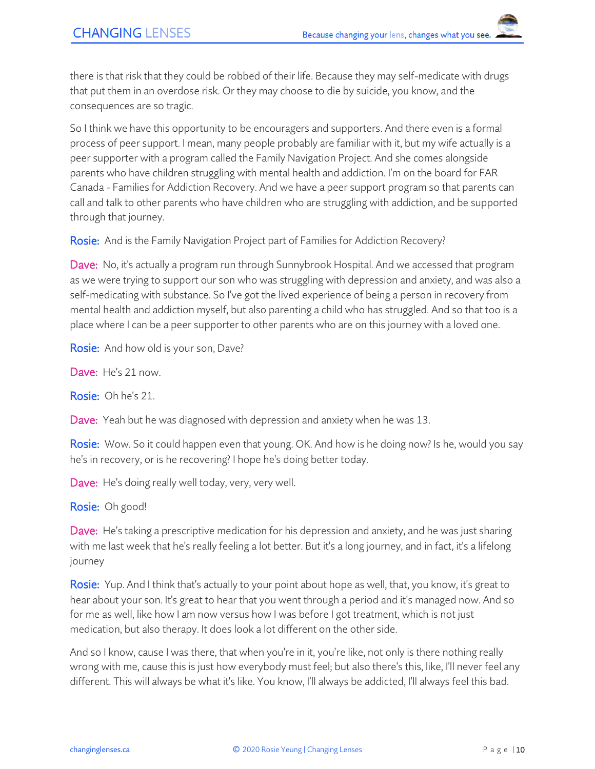there is that risk that they could be robbed of their life. Because they may self-medicate with drugs that put them in an overdose risk. Or they may choose to die by suicide, you know, and the consequences are so tragic.

So I think we have this opportunity to be encouragers and supporters. And there even is a formal process of peer support. I mean, many people probably are familiar with it, but my wife actually is a peer supporter with a program called the Family Navigation Project. And she comes alongside parents who have children struggling with mental health and addiction. I'm on the board for FAR Canada - Families for Addiction Recovery. And we have a peer support program so that parents can call and talk to other parents who have children who are struggling with addiction, and be supported through that journey.

**Rosie:** And is the Family Navigation Project part of Families for Addiction Recovery?

**Dave:** No, it's actually a program run through Sunnybrook Hospital. And we accessed that program as we were trying to support our son who was struggling with depression and anxiety, and was also a self-medicating with substance. So I've got the lived experience of being a person in recovery from mental health and addiction myself, but also parenting a child who has struggled. And so that too is a place where I can be a peer supporter to other parents who are on this journey with a loved one.

**Rosie:** And how old is your son, Dave?

**Dave:** He's 21 now.

**Rosie:** Oh he's 21.

**Dave:** Yeah but he was diagnosed with depression and anxiety when he was 13.

**Rosie:** Wow. So it could happen even that young. OK. And how is he doing now? Is he, would you say he's in recovery, or is he recovering? I hope he's doing better today.

**Dave:** He's doing really well today, very, very well.

**Rosie:** Oh good!

**Dave:** He's taking a prescriptive medication for his depression and anxiety, and he was just sharing with me last week that he's really feeling a lot better. But it's a long journey, and in fact, it's a lifelong journey

**Rosie:** Yup. And I think that's actually to your point about hope as well, that, you know, it's great to hear about your son. It's great to hear that you went through a period and it's managed now. And so for me as well, like how I am now versus how I was before I got treatment, which is not just medication, but also therapy. It does look a lot different on the other side.

And so I know, cause I was there, that when you're in it, you're like, not only is there nothing really wrong with me, cause this is just how everybody must feel; but also there's this, like, I'll never feel any different. This will always be what it's like. You know, I'll always be addicted, I'll always feel this bad.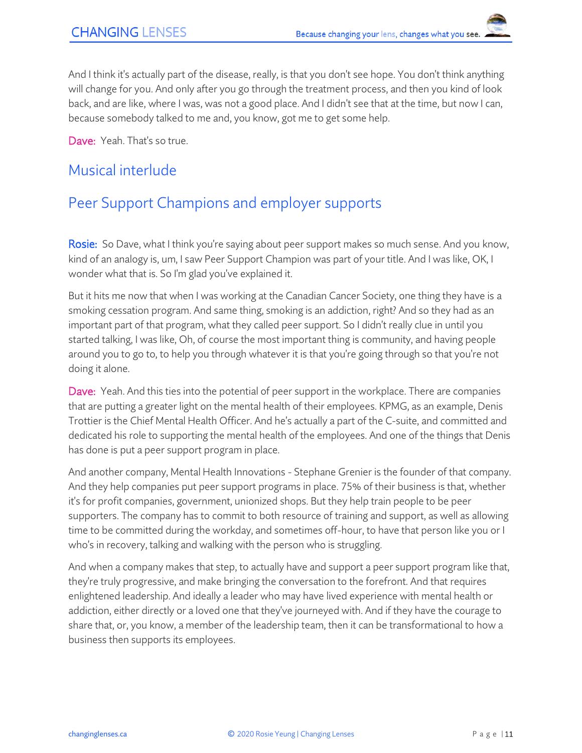And I think it's actually part of the disease, really, is that you don't see hope. You don't think anything will change for you. And only after you go through the treatment process, and then you kind of look back, and are like, where I was, was not a good place. And I didn't see that at the time, but now I can, because somebody talked to me and, you know, got me to get some help.

**Dave:** Yeah. That's so true.

## Musical interlude

## Peer Support Champions and employer supports

**Rosie:** So Dave, what I think you're saying about peer support makes so much sense. And you know, kind of an analogy is, um, I saw Peer Support Champion was part of your title. And I was like, OK, I wonder what that is. So I'm glad you've explained it.

But it hits me now that when I was working at the Canadian Cancer Society, one thing they have is a smoking cessation program. And same thing, smoking is an addiction, right? And so they had as an important part of that program, what they called peer support. So I didn't really clue in until you started talking, I was like, Oh, of course the most important thing is community, and having people around you to go to, to help you through whatever it is that you're going through so that you're not doing it alone.

**Dave:** Yeah. And this ties into the potential of peer support in the workplace. There are companies that are putting a greater light on the mental health of their employees. KPMG, as an example, Denis Trottier is the Chief Mental Health Officer. And he's actually a part of the C-suite, and committed and dedicated his role to supporting the mental health of the employees. And one of the things that Denis has done is put a peer support program in place.

And another company, Mental Health Innovations - Stephane Grenier is the founder of that company. And they help companies put peer support programs in place. 75% of their business is that, whether it's for profit companies, government, unionized shops. But they help train people to be peer supporters. The company has to commit to both resource of training and support, as well as allowing time to be committed during the workday, and sometimes off-hour, to have that person like you or I who's in recovery, talking and walking with the person who is struggling.

And when a company makes that step, to actually have and support a peer support program like that, they're truly progressive, and make bringing the conversation to the forefront. And that requires enlightened leadership. And ideally a leader who may have lived experience with mental health or addiction, either directly or a loved one that they've journeyed with. And if they have the courage to share that, or, you know, a member of the leadership team, then it can be transformational to how a business then supports its employees.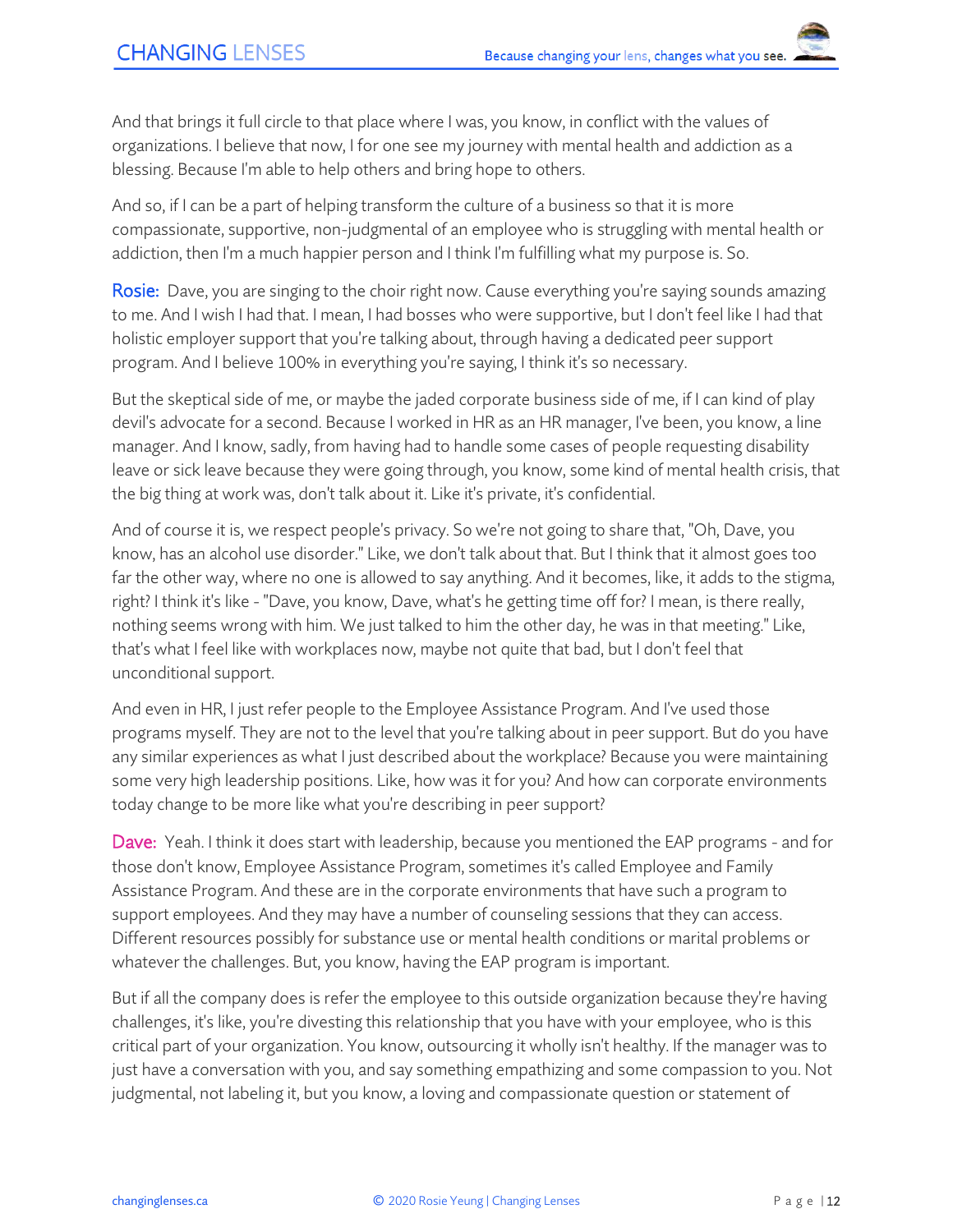And that brings it full circle to that place where I was, you know, in conflict with the values of organizations. I believe that now, I for one see my journey with mental health and addiction as a blessing. Because I'm able to help others and bring hope to others.

And so, if I can be a part of helping transform the culture of a business so that it is more compassionate, supportive, non-judgmental of an employee who is struggling with mental health or addiction, then I'm a much happier person and I think I'm fulfilling what my purpose is. So.

**Rosie:** Dave, you are singing to the choir right now. Cause everything you're saying sounds amazing to me. And I wish I had that. I mean, I had bosses who were supportive, but I don't feel like I had that holistic employer support that you're talking about, through having a dedicated peer support program. And I believe 100% in everything you're saying, I think it's so necessary.

But the skeptical side of me, or maybe the jaded corporate business side of me, if I can kind of play devil's advocate for a second. Because I worked in HR as an HR manager, I've been, you know, a line manager. And I know, sadly, from having had to handle some cases of people requesting disability leave or sick leave because they were going through, you know, some kind of mental health crisis, that the big thing at work was, don't talk about it. Like it's private, it's confidential.

And of course it is, we respect people's privacy. So we're not going to share that, "Oh, Dave, you know, has an alcohol use disorder." Like, we don't talk about that. But I think that it almost goes too far the other way, where no one is allowed to say anything. And it becomes, like, it adds to the stigma, right? I think it's like - "Dave, you know, Dave, what's he getting time off for? I mean, is there really, nothing seems wrong with him. We just talked to him the other day, he was in that meeting." Like, that's what I feel like with workplaces now, maybe not quite that bad, but I don't feel that unconditional support.

And even in HR, I just refer people to the Employee Assistance Program. And I've used those programs myself. They are not to the level that you're talking about in peer support. But do you have any similar experiences as what I just described about the workplace? Because you were maintaining some very high leadership positions. Like, how was it for you? And how can corporate environments today change to be more like what you're describing in peer support?

**Dave:** Yeah. I think it does start with leadership, because you mentioned the EAP programs - and for those don't know, Employee Assistance Program, sometimes it's called Employee and Family Assistance Program. And these are in the corporate environments that have such a program to support employees. And they may have a number of counseling sessions that they can access. Different resources possibly for substance use or mental health conditions or marital problems or whatever the challenges. But, you know, having the EAP program is important.

But if all the company does is refer the employee to this outside organization because they're having challenges, it's like, you're divesting this relationship that you have with your employee, who is this critical part of your organization. You know, outsourcing it wholly isn't healthy. If the manager was to just have a conversation with you, and say something empathizing and some compassion to you. Not judgmental, not labeling it, but you know, a loving and compassionate question or statement of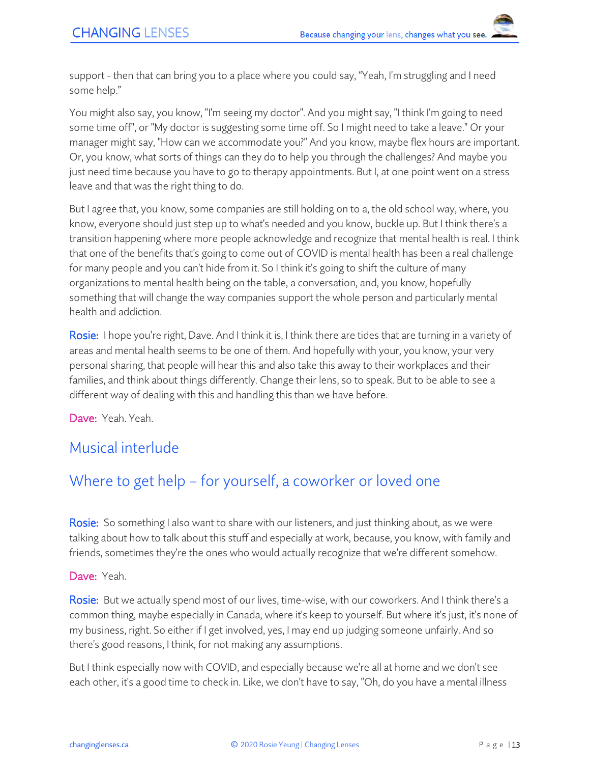support - then that can bring you to a place where you could say, "Yeah, I'm struggling and I need some help."

You might also say, you know, "I'm seeing my doctor". And you might say, "I think I'm going to need some time off", or "My doctor is suggesting some time off. So I might need to take a leave." Or your manager might say, "How can we accommodate you?" And you know, maybe flex hours are important. Or, you know, what sorts of things can they do to help you through the challenges? And maybe you just need time because you have to go to therapy appointments. But I, at one point went on a stress leave and that was the right thing to do.

But I agree that, you know, some companies are still holding on to a, the old school way, where, you know, everyone should just step up to what's needed and you know, buckle up. But I think there's a transition happening where more people acknowledge and recognize that mental health is real. I think that one of the benefits that's going to come out of COVID is mental health has been a real challenge for many people and you can't hide from it. So I think it's going to shift the culture of many organizations to mental health being on the table, a conversation, and, you know, hopefully something that will change the way companies support the whole person and particularly mental health and addiction.

**Rosie:** I hope you're right, Dave. And I think it is, I think there are tides that are turning in a variety of areas and mental health seems to be one of them. And hopefully with your, you know, your very personal sharing, that people will hear this and also take this away to their workplaces and their families, and think about things differently. Change their lens, so to speak. But to be able to see a different way of dealing with this and handling this than we have before.

**Dave:** Yeah. Yeah.

## Musical interlude

## Where to get help – for yourself, a coworker or loved one

**Rosie:** So something I also want to share with our listeners, and just thinking about, as we were talking about how to talk about this stuff and especially at work, because, you know, with family and friends, sometimes they're the ones who would actually recognize that we're different somehow.

**Dave:** Yeah.

**Rosie:** But we actually spend most of our lives, time-wise, with our coworkers. And I think there's a common thing, maybe especially in Canada, where it's keep to yourself. But where it's just, it's none of my business, right. So either if I get involved, yes, I may end up judging someone unfairly. And so there's good reasons, I think, for not making any assumptions.

But I think especially now with COVID, and especially because we're all at home and we don't see each other, it's a good time to check in. Like, we don't have to say, "Oh, do you have a mental illness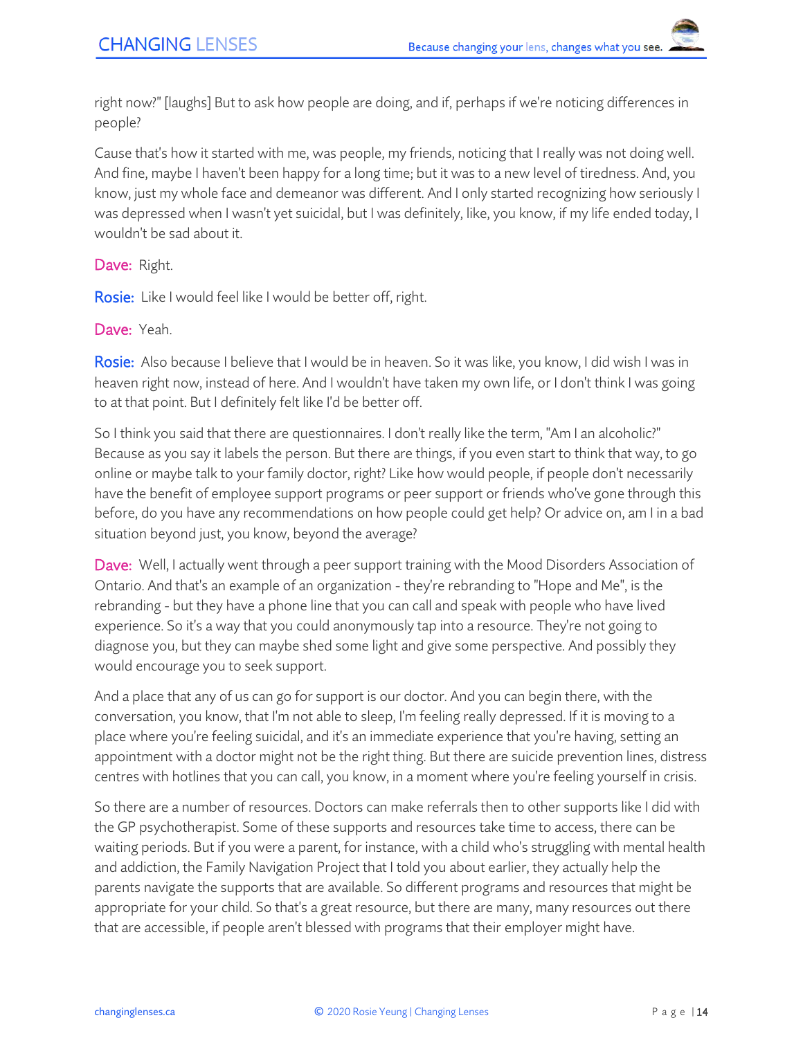right now?" [laughs] But to ask how people are doing, and if, perhaps if we're noticing differences in people?

Cause that's how it started with me, was people, my friends, noticing that I really was not doing well. And fine, maybe I haven't been happy for a long time; but it was to a new level of tiredness. And, you know, just my whole face and demeanor was different. And I only started recognizing how seriously I was depressed when I wasn't yet suicidal, but I was definitely, like, you know, if my life ended today, I wouldn't be sad about it.

**Dave:** Right.

**Rosie:** Like I would feel like I would be better off, right.

**Dave:** Yeah.

**Rosie:** Also because I believe that I would be in heaven. So it was like, you know, I did wish I was in heaven right now, instead of here. And I wouldn't have taken my own life, or I don't think I was going to at that point. But I definitely felt like I'd be better off.

So I think you said that there are questionnaires. I don't really like the term, "Am I an alcoholic?" Because as you say it labels the person. But there are things, if you even start to think that way, to go online or maybe talk to your family doctor, right? Like how would people, if people don't necessarily have the benefit of employee support programs or peer support or friends who've gone through this before, do you have any recommendations on how people could get help? Or advice on, am I in a bad situation beyond just, you know, beyond the average?

**Dave:** Well, I actually went through a peer support training with the Mood Disorders Association of Ontario. And that's an example of an organization - they're rebranding to "Hope and Me", is the rebranding - but they have a phone line that you can call and speak with people who have lived experience. So it's a way that you could anonymously tap into a resource. They're not going to diagnose you, but they can maybe shed some light and give some perspective. And possibly they would encourage you to seek support.

And a place that any of us can go for support is our doctor. And you can begin there, with the conversation, you know, that I'm not able to sleep, I'm feeling really depressed. If it is moving to a place where you're feeling suicidal, and it's an immediate experience that you're having, setting an appointment with a doctor might not be the right thing. But there are suicide prevention lines, distress centres with hotlines that you can call, you know, in a moment where you're feeling yourself in crisis.

So there are a number of resources. Doctors can make referrals then to other supports like I did with the GP psychotherapist. Some of these supports and resources take time to access, there can be waiting periods. But if you were a parent, for instance, with a child who's struggling with mental health and addiction, the Family Navigation Project that I told you about earlier, they actually help the parents navigate the supports that are available. So different programs and resources that might be appropriate for your child. So that's a great resource, but there are many, many resources out there that are accessible, if people aren't blessed with programs that their employer might have.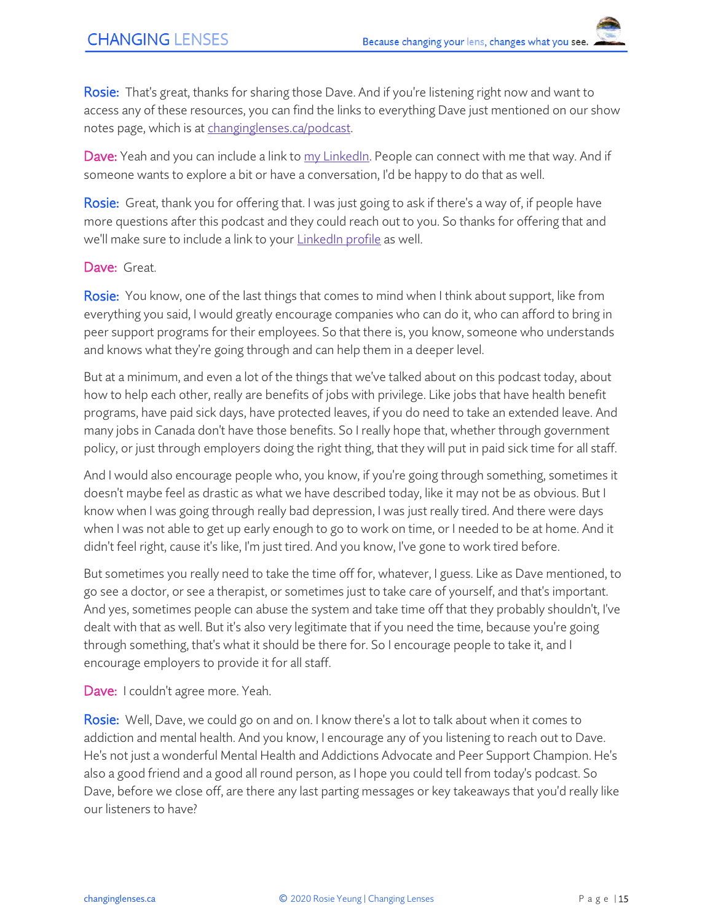**Rosie:** That's great, thanks for sharing those Dave. And if you're listening right now and want to access any of these resources, you can find the links to everything Dave just mentioned on our show notes page, which is at [changinglenses.ca/podcast](changinglenses.ca/podcast).

**Dave:** Yeah and you can include a link to [my LinkedIn](). People can connect with me that way. And if someone wants to explore a bit or have a conversation, I'd be happy to do that as well.

**Rosie:** Great, thank you for offering that. I was just going to ask if there's a way of, if people have more questions after this podcast and they could reach out to you. So thanks for offering that and we'll make sure to include a link to your [LinkedIn profile]() as well.

**Dave:** Great.

**Rosie:** You know, one of the last things that comes to mind when I think about support, like from everything you said, I would greatly encourage companies who can do it, who can afford to bring in peer support programs for their employees. So that there is, you know, someone who understands and knows what they're going through and can help them in a deeper level.

But at a minimum, and even a lot of the things that we've talked about on this podcast today, about how to help each other, really are benefits of jobs with privilege. Like jobs that have health benefit programs, have paid sick days, have protected leaves, if you do need to take an extended leave. And many jobs in Canada don't have those benefits. So I really hope that, whether through government policy, or just through employers doing the right thing, that they will put in paid sick time for all staff.

And I would also encourage people who, you know, if you're going through something, sometimes it doesn't maybe feel as drastic as what we have described today, like it may not be as obvious. But I know when I was going through really bad depression, I was just really tired. And there were days when I was not able to get up early enough to go to work on time, or I needed to be at home. And it didn't feel right, cause it's like, I'm just tired. And you know, I've gone to work tired before.

But sometimes you really need to take the time off for, whatever, I guess. Like as Dave mentioned, to go see a doctor, or see a therapist, or sometimes just to take care of yourself, and that's important. And yes, sometimes people can abuse the system and take time off that they probably shouldn't, I've dealt with that as well. But it's also very legitimate that if you need the time, because you're going through something, that's what it should be there for. So I encourage people to take it, and I encourage employers to provide it for all staff.

**Dave:** I couldn't agree more. Yeah.

**Rosie:** Well, Dave, we could go on and on. I know there's a lot to talk about when it comes to addiction and mental health. And you know, I encourage any of you listening to reach out to Dave. He's not just a wonderful Mental Health and Addictions Advocate and Peer Support Champion. He's also a good friend and a good all round person, as I hope you could tell from today's podcast. So Dave, before we close off, are there any last parting messages or key takeaways that you'd really like our listeners to have?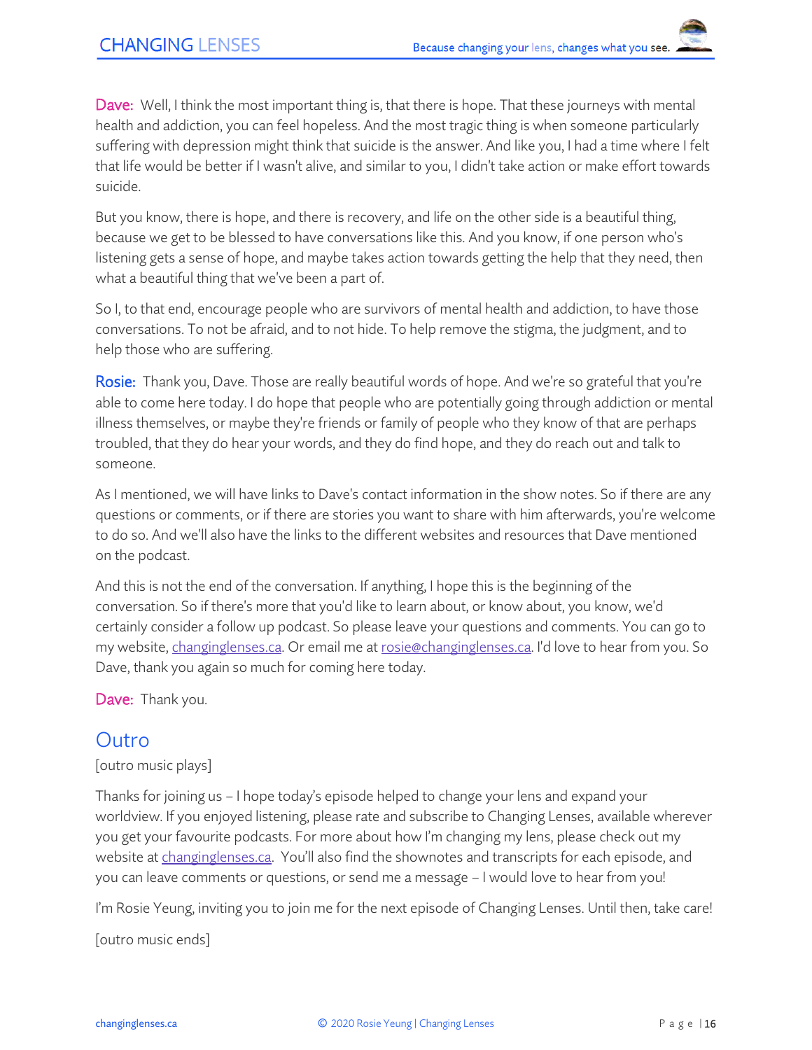**Dave:** Well, I think the most important thing is, that there is hope. That these journeys with mental health and addiction, you can feel hopeless. And the most tragic thing is when someone particularly suffering with depression might think that suicide is the answer. And like you, I had a time where I felt that life would be better if I wasn't alive, and similar to you, I didn't take action or make effort towards suicide.

But you know, there is hope, and there is recovery, and life on the other side is a beautiful thing, because we get to be blessed to have conversations like this. And you know, if one person who's listening gets a sense of hope, and maybe takes action towards getting the help that they need, then what a beautiful thing that we've been a part of.

So I, to that end, encourage people who are survivors of mental health and addiction, to have those conversations. To not be afraid, and to not hide. To help remove the stigma, the judgment, and to help those who are suffering.

**Rosie:** Thank you, Dave. Those are really beautiful words of hope. And we're so grateful that you're able to come here today. I do hope that people who are potentially going through addiction or mental illness themselves, or maybe they're friends or family of people who they know of that are perhaps troubled, that they do hear your words, and they do find hope, and they do reach out and talk to someone.

As I mentioned, we will have links to Dave's contact information in the show notes. So if there are any questions or comments, or if there are stories you want to share with him afterwards, you're welcome to do so. And we'll also have the links to the different websites and resources that Dave mentioned on the podcast.

And this is not the end of the conversation. If anything, I hope this is the beginning of the conversation. So if there's more that you'd like to learn about, or know about, you know, we'd certainly consider a follow up podcast. So please leave your questions and comments. You can go to my website, changinglenses.ca. Or email me at rosie@changinglenses.ca. I'd love to hear from you. So Dave, thank you again so much for coming here today.

**Dave:** Thank you.

## Outro

[outro music plays]

Thanks for joining us – I hope today's episode helped to change your lens and expand your worldview. If you enjoyed listening, please rate and subscribe to Changing Lenses, available wherever you get your favourite podcasts. For more about how I'm changing my lens, please check out my website at changinglenses.ca. You'll also find the shownotes and transcripts for each episode, and you can leave comments or questions, or send me a message – I would love to hear from you!

I'm Rosie Yeung, inviting you to join me for the next episode of Changing Lenses. Until then, take care!

[outro music ends]